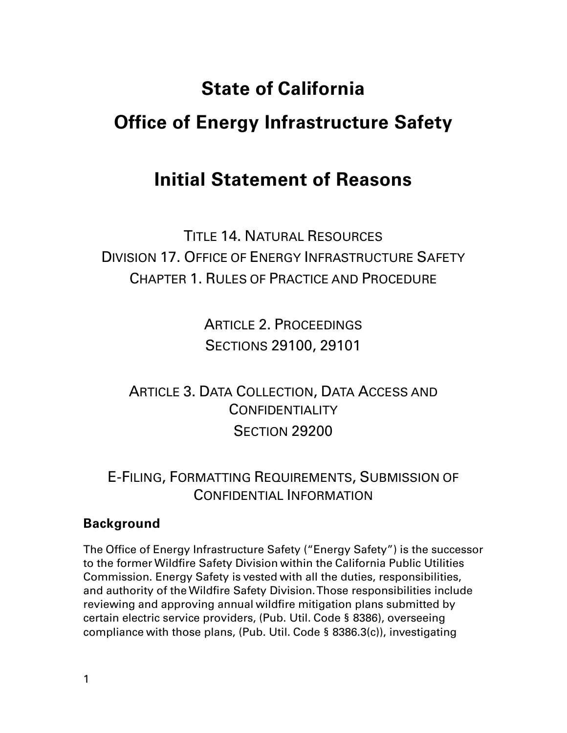# State of California

# Office of Energy Infrastructure Safety

# Initial Statement of Reasons

TITLE 14. NATURAL RESOURCES
DIVISION 17. OFFICE OF ENERGY INFRASTRUCTURE SAFETY
CHAPTER 1. RULES OF PRACTICE AND PROCEDURE

ARTICLE 2. PROCEEDINGS
SECTIONS 29100, 29101

ARTICLE 3. DATA COLLECTION, DATA ACCESS AND CONFIDENTIALITY
SECTION 29200

E-FILING, FORMATTING REQUIREMENTS, SUBMISSION OF CONFIDENTIAL INFORMATION

### Background

The Office of Energy Infrastructure Safety ("Energy Safety") is the successor to the former Wildfire Safety Division within the California Public Utilities Commission. Energy Safety is vested with all the duties, responsibilities, and authority of the Wildfire Safety Division. Those responsibilities include reviewing and approving annual wildfire mitigation plans submitted by certain electric service providers, (Pub. Util. Code § 8386), overseeing compliance with those plans, (Pub. Util. Code § 8386.3(c)), investigating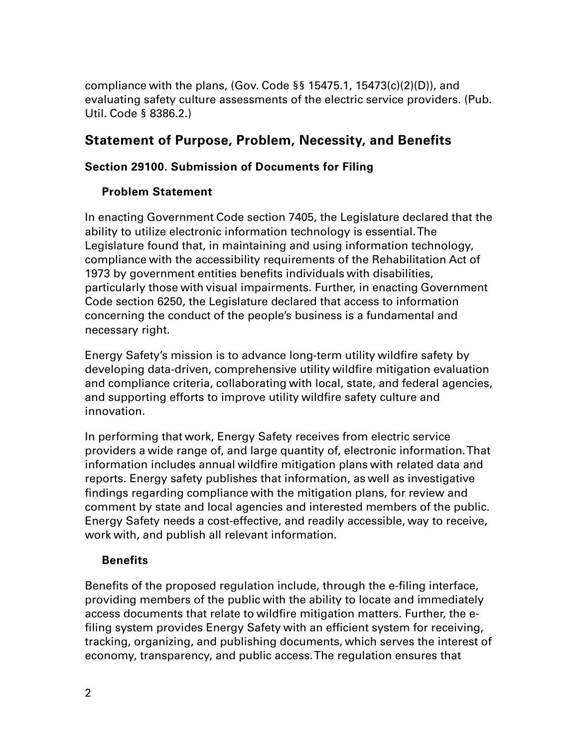compliance with the plans, (Gov. Code §§ 15475.1, 15473(c)(2)(D)), and evaluating safety culture assessments of the electric service providers. (Pub. Util. Code § 8386.2.)

## Statement of Purpose, Problem, Necessity, and Benefits

### Section 29100. Submission of Documents for Filing

#### Problem Statement

In enacting Government Code section 7405, the Legislature declared that the ability to utilize electronic information technology is essential. The Legislature found that, in maintaining and using information technology, compliance with the accessibility requirements of the Rehabilitation Act of 1973 by government entities benefits individuals with disabilities, particularly those with visual impairments. Further, in enacting Government Code section 6250, the Legislature declared that access to information concerning the conduct of the people's business is a fundamental and necessary right.

Energy Safety's mission is to advance long-term utility wildfire safety by developing data-driven, comprehensive utility wildfire mitigation evaluation and compliance criteria, collaborating with local, state, and federal agencies, and supporting efforts to improve utility wildfire safety culture and innovation.

In performing that work, Energy Safety receives from electric service providers a wide range of, and large quantity of, electronic information. That information includes annual wildfire mitigation plans with related data and reports. Energy safety publishes that information, as well as investigative findings regarding compliance with the mitigation plans, for review and comment by state and local agencies and interested members of the public. Energy Safety needs a cost-effective, and readily accessible, way to receive, work with, and publish all relevant information.

#### Benefits

Benefits of the proposed regulation include, through the e-filing interface, providing members of the public with the ability to locate and immediately access documents that relate to wildfire mitigation matters. Further, the e-filing system provides Energy Safety with an efficient system for receiving, tracking, organizing, and publishing documents, which serves the interest of economy, transparency, and public access. The regulation ensures that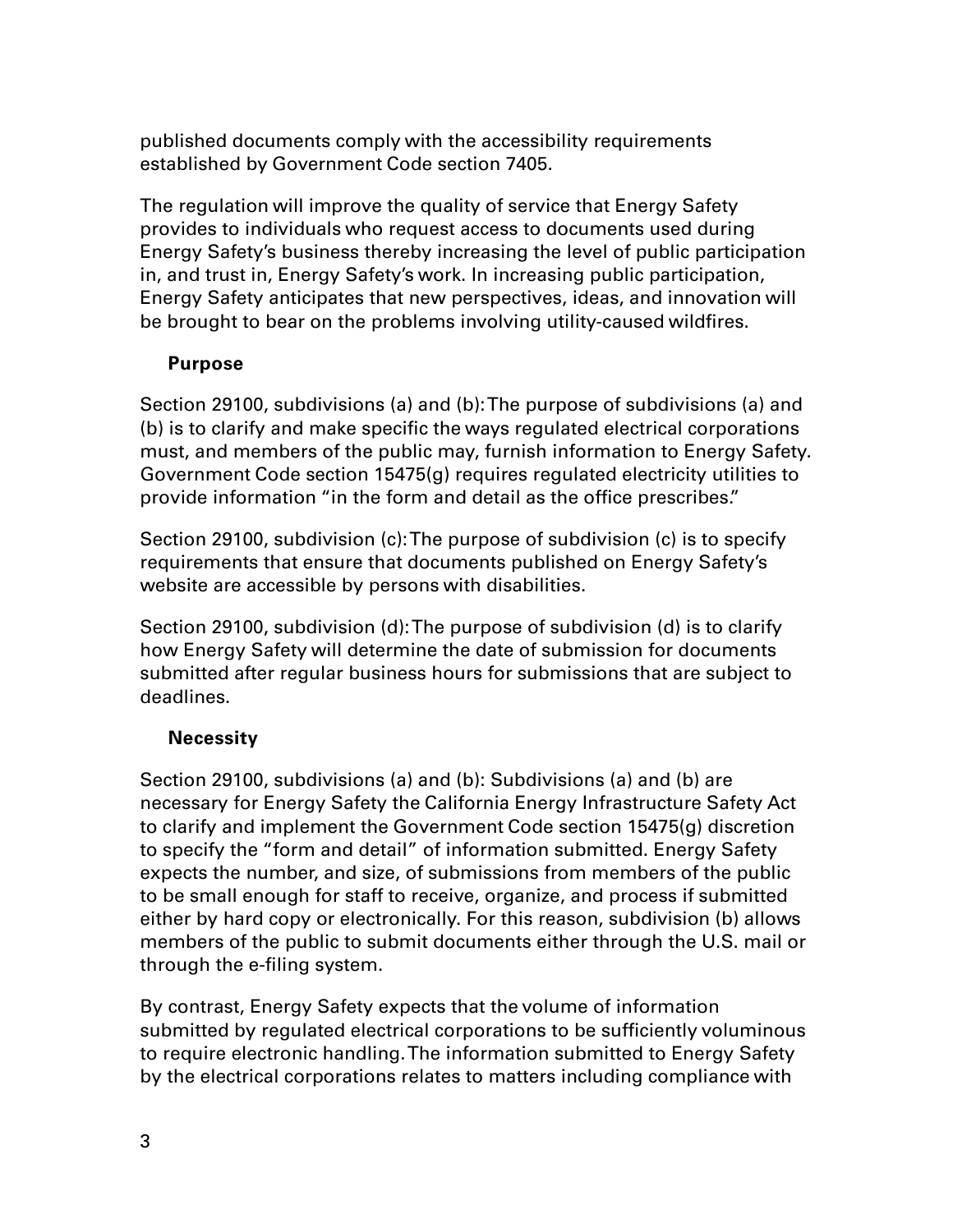published documents comply with the accessibility requirements established by Government Code section 7405.

The regulation will improve the quality of service that Energy Safety provides to individuals who request access to documents used during Energy Safety's business thereby increasing the level of public participation in, and trust in, Energy Safety's work. In increasing public participation, Energy Safety anticipates that new perspectives, ideas, and innovation will be brought to bear on the problems involving utility-caused wildfires.

### Purpose

Section 29100, subdivisions (a) and (b): The purpose of subdivisions (a) and (b) is to clarify and make specific the ways regulated electrical corporations must, and members of the public may, furnish information to Energy Safety. Government Code section 15475(g) requires regulated electricity utilities to provide information "in the form and detail as the office prescribes."

Section 29100, subdivision (c): The purpose of subdivision (c) is to specify requirements that ensure that documents published on Energy Safety's website are accessible by persons with disabilities.

Section 29100, subdivision (d): The purpose of subdivision (d) is to clarify how Energy Safety will determine the date of submission for documents submitted after regular business hours for submissions that are subject to deadlines.

### Necessity

Section 29100, subdivisions (a) and (b): Subdivisions (a) and (b) are necessary for Energy Safety the California Energy Infrastructure Safety Act to clarify and implement the Government Code section 15475(g) discretion to specify the "form and detail" of information submitted. Energy Safety expects the number, and size, of submissions from members of the public to be small enough for staff to receive, organize, and process if submitted either by hard copy or electronically. For this reason, subdivision (b) allows members of the public to submit documents either through the U.S. mail or through the e-filing system.

By contrast, Energy Safety expects that the volume of information submitted by regulated electrical corporations to be sufficiently voluminous to require electronic handling. The information submitted to Energy Safety by the electrical corporations relates to matters including compliance with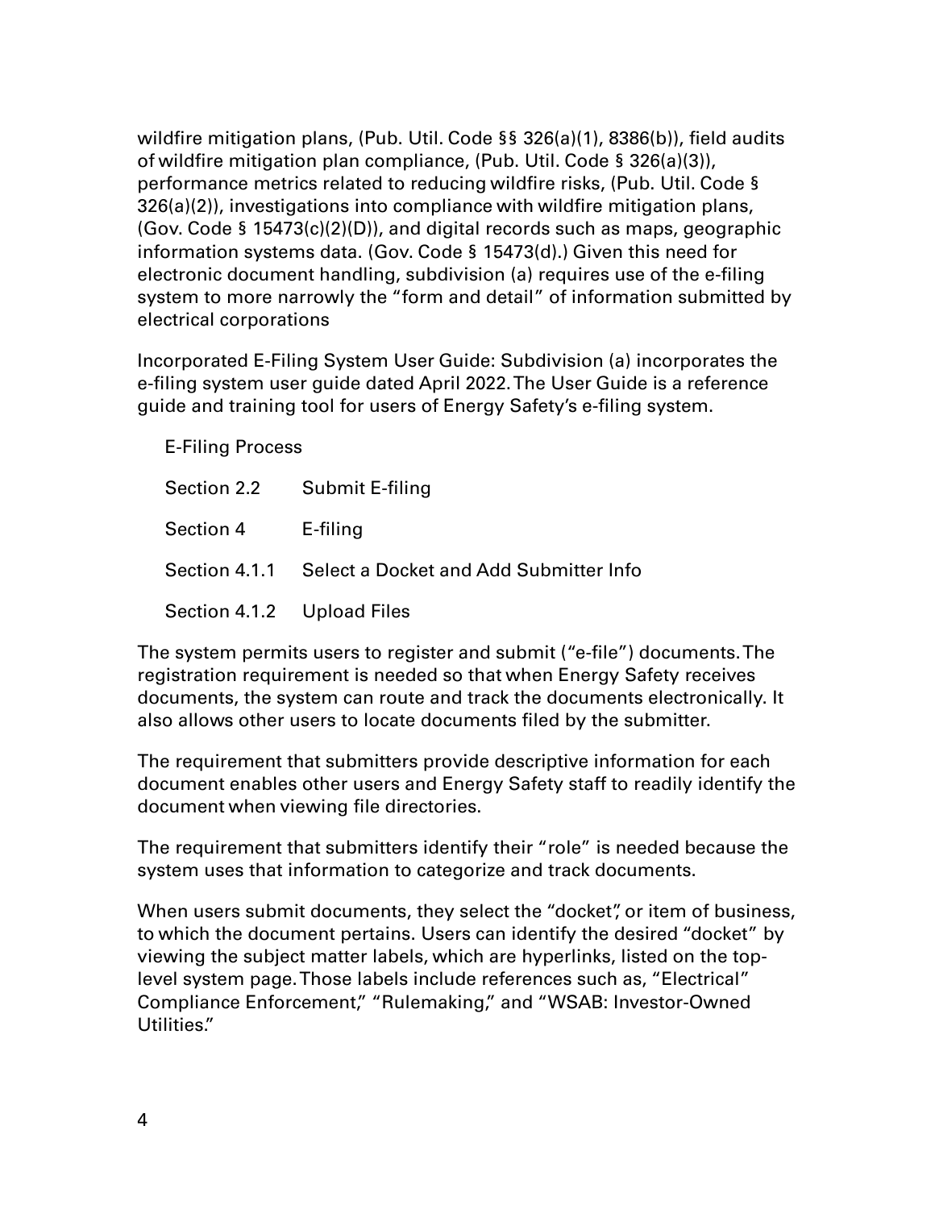wildfire mitigation plans, (Pub. Util. Code §§ 326(a)(1), 8386(b)), field audits of wildfire mitigation plan compliance, (Pub. Util. Code § 326(a)(3)), performance metrics related to reducing wildfire risks, (Pub. Util. Code § 326(a)(2)), investigations into compliance with wildfire mitigation plans, (Gov. Code § 15473(c)(2)(D)), and digital records such as maps, geographic information systems data. (Gov. Code § 15473(d).) Given this need for electronic document handling, subdivision (a) requires use of the e-filing system to more narrowly the "form and detail" of information submitted by electrical corporations

Incorporated E-Filing System User Guide: Subdivision (a) incorporates the e-filing system user guide dated April 2022. The User Guide is a reference guide and training tool for users of Energy Safety's e-filing system.

E-Filing Process

| | |
|---|---|
| Section 2.2 | Submit E-filing |
| Section 4 | E-filing |
| Section 4.1.1 | Select a Docket and Add Submitter Info |
| Section 4.1.2 | Upload Files |

The system permits users to register and submit ("e-file") documents. The registration requirement is needed so that when Energy Safety receives documents, the system can route and track the documents electronically. It also allows other users to locate documents filed by the submitter.

The requirement that submitters provide descriptive information for each document enables other users and Energy Safety staff to readily identify the document when viewing file directories.

The requirement that submitters identify their "role" is needed because the system uses that information to categorize and track documents.

When users submit documents, they select the "docket", or item of business, to which the document pertains. Users can identify the desired "docket" by viewing the subject matter labels, which are hyperlinks, listed on the top-level system page. Those labels include references such as, "Electrical" Compliance Enforcement," "Rulemaking," and "WSAB: Investor-Owned Utilities."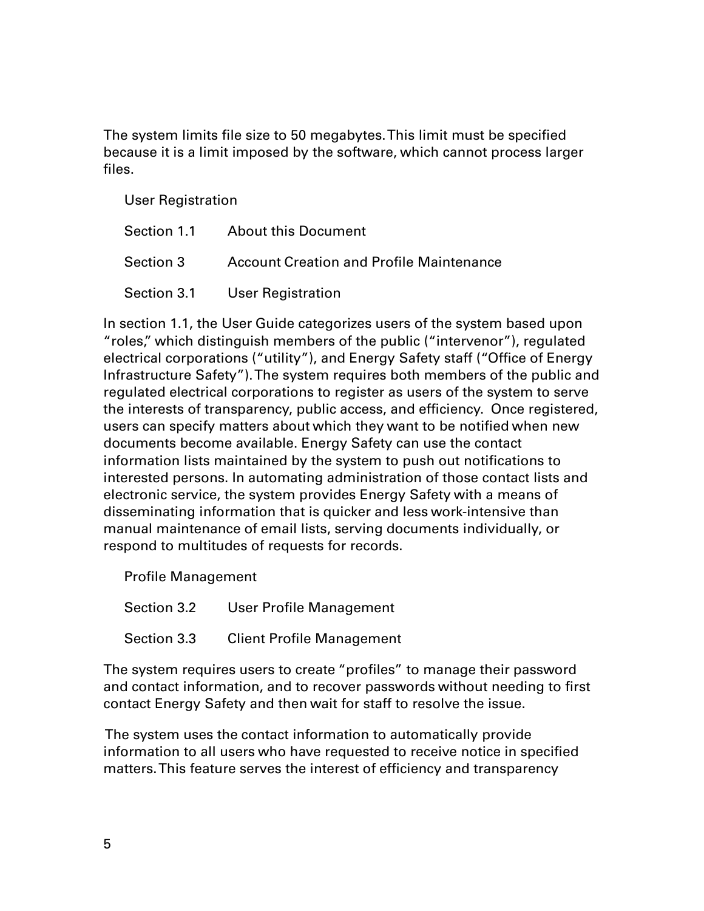The system limits file size to 50 megabytes. This limit must be specified because it is a limit imposed by the software, which cannot process larger files.

User Registration

| | |
|---|---|
| Section 1.1 | About this Document |
| Section 3 | Account Creation and Profile Maintenance |
| Section 3.1 | User Registration |

In section 1.1, the User Guide categorizes users of the system based upon "roles," which distinguish members of the public ("intervenor"), regulated electrical corporations ("utility"), and Energy Safety staff ("Office of Energy Infrastructure Safety"). The system requires both members of the public and regulated electrical corporations to register as users of the system to serve the interests of transparency, public access, and efficiency. Once registered, users can specify matters about which they want to be notified when new documents become available. Energy Safety can use the contact information lists maintained by the system to push out notifications to interested persons. In automating administration of those contact lists and electronic service, the system provides Energy Safety with a means of disseminating information that is quicker and less work-intensive than manual maintenance of email lists, serving documents individually, or respond to multitudes of requests for records.

Profile Management

| | |
|---|---|
| Section 3.2 | User Profile Management |
| Section 3.3 | Client Profile Management |

The system requires users to create "profiles" to manage their password and contact information, and to recover passwords without needing to first contact Energy Safety and then wait for staff to resolve the issue.

The system uses the contact information to automatically provide information to all users who have requested to receive notice in specified matters. This feature serves the interest of efficiency and transparency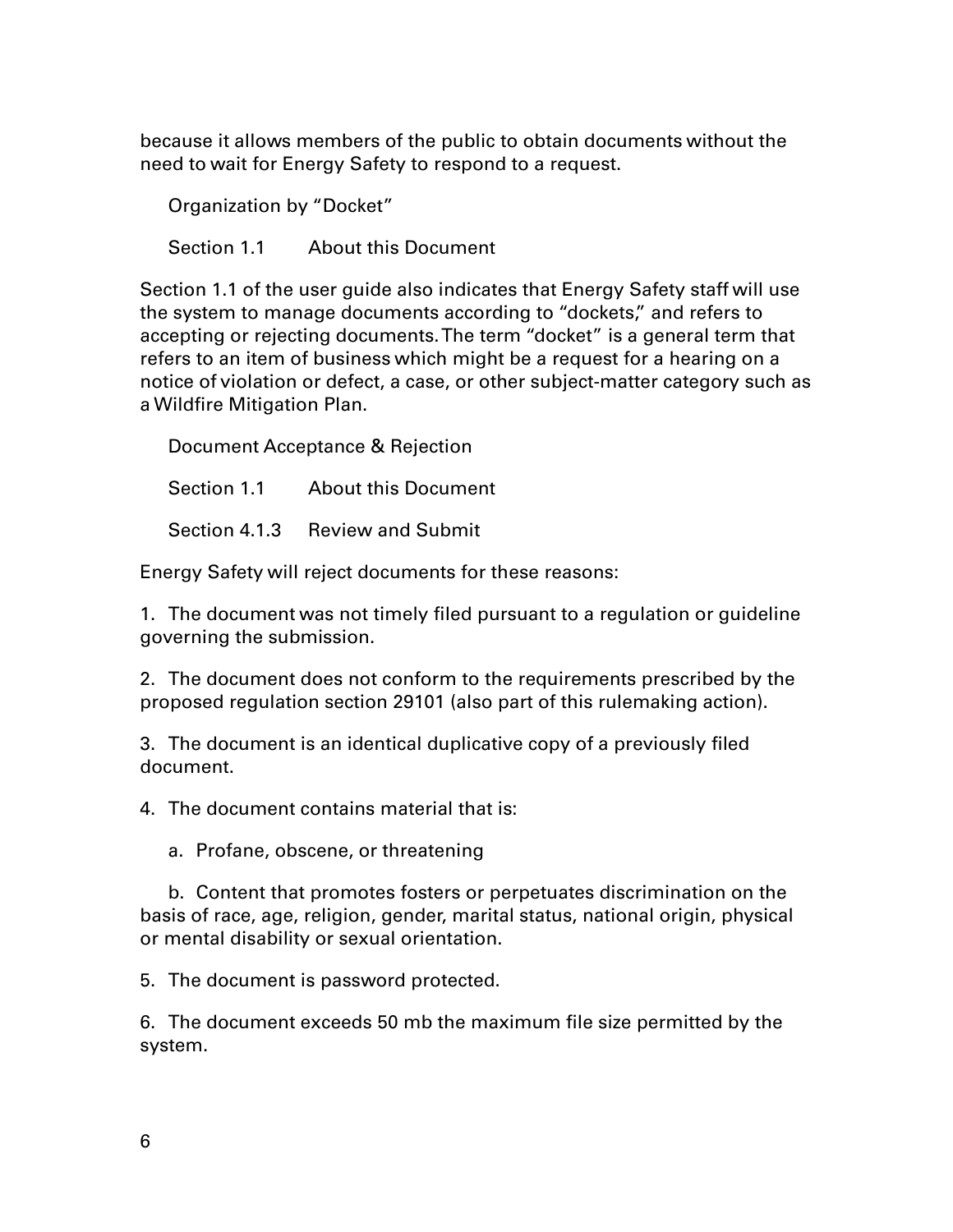because it allows members of the public to obtain documents without the need to wait for Energy Safety to respond to a request.

Organization by "Docket"

Section 1.1 About this Document

Section 1.1 of the user guide also indicates that Energy Safety staff will use the system to manage documents according to "dockets," and refers to accepting or rejecting documents. The term "docket" is a general term that refers to an item of business which might be a request for a hearing on a notice of violation or defect, a case, or other subject-matter category such as a Wildfire Mitigation Plan.

Document Acceptance & Rejection

Section 1.1 About this Document

Section 4.1.3 Review and Submit

Energy Safety will reject documents for these reasons:

1. The document was not timely filed pursuant to a regulation or guideline governing the submission.

2. The document does not conform to the requirements prescribed by the proposed regulation section 29101 (also part of this rulemaking action).

3. The document is an identical duplicative copy of a previously filed document.

4. The document contains material that is:

   a. Profane, obscene, or threatening

   b. Content that promotes fosters or perpetuates discrimination on the basis of race, age, religion, gender, marital status, national origin, physical or mental disability or sexual orientation.

5. The document is password protected.

6. The document exceeds 50 mb the maximum file size permitted by the system.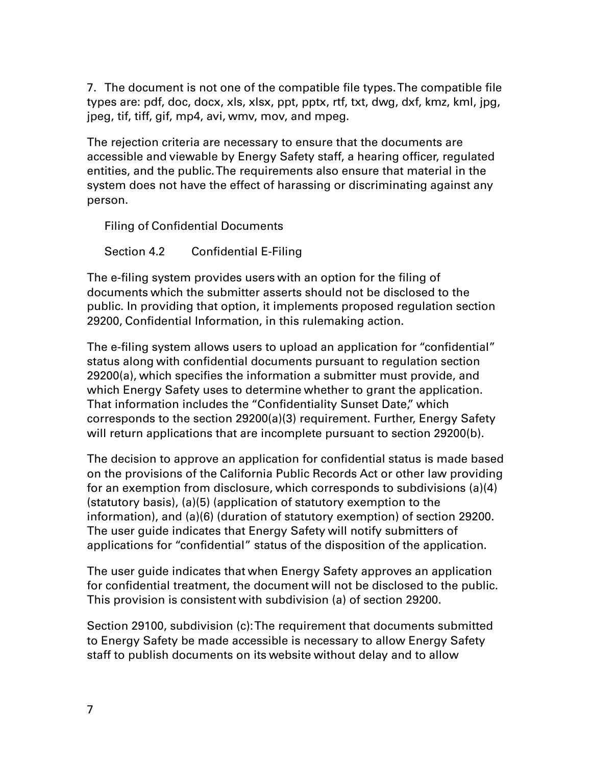7. The document is not one of the compatible file types. The compatible file types are: pdf, doc, docx, xls, xlsx, ppt, pptx, rtf, txt, dwg, dxf, kmz, kml, jpg, jpeg, tif, tiff, gif, mp4, avi, wmv, mov, and mpeg.

The rejection criteria are necessary to ensure that the documents are accessible and viewable by Energy Safety staff, a hearing officer, regulated entities, and the public. The requirements also ensure that material in the system does not have the effect of harassing or discriminating against any person.

Filing of Confidential Documents

Section 4.2 Confidential E-Filing

The e-filing system provides users with an option for the filing of documents which the submitter asserts should not be disclosed to the public. In providing that option, it implements proposed regulation section 29200, Confidential Information, in this rulemaking action.

The e-filing system allows users to upload an application for "confidential" status along with confidential documents pursuant to regulation section 29200(a), which specifies the information a submitter must provide, and which Energy Safety uses to determine whether to grant the application. That information includes the "Confidentiality Sunset Date," which corresponds to the section 29200(a)(3) requirement. Further, Energy Safety will return applications that are incomplete pursuant to section 29200(b).

The decision to approve an application for confidential status is made based on the provisions of the California Public Records Act or other law providing for an exemption from disclosure, which corresponds to subdivisions (a)(4) (statutory basis), (a)(5) (application of statutory exemption to the information), and (a)(6) (duration of statutory exemption) of section 29200. The user guide indicates that Energy Safety will notify submitters of applications for "confidential" status of the disposition of the application.

The user guide indicates that when Energy Safety approves an application for confidential treatment, the document will not be disclosed to the public. This provision is consistent with subdivision (a) of section 29200.

Section 29100, subdivision (c): The requirement that documents submitted to Energy Safety be made accessible is necessary to allow Energy Safety staff to publish documents on its website without delay and to allow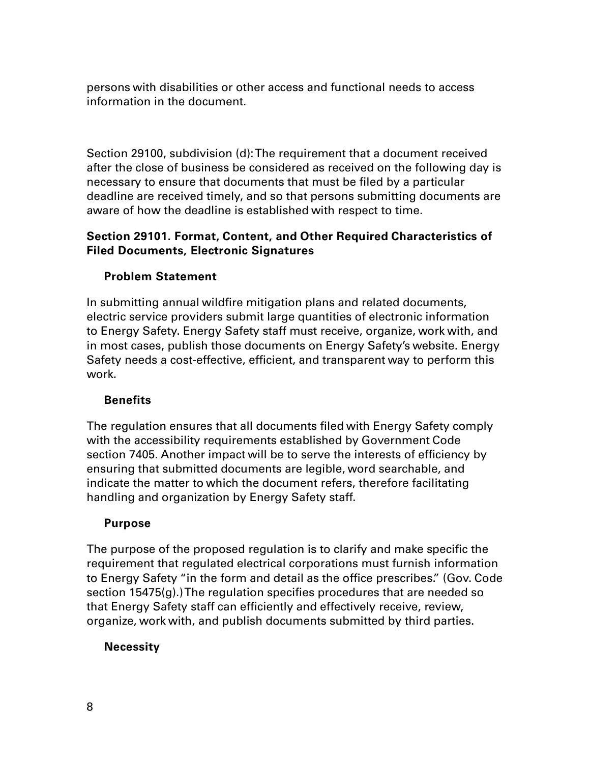persons with disabilities or other access and functional needs to access information in the document.

Section 29100, subdivision (d): The requirement that a document received after the close of business be considered as received on the following day is necessary to ensure that documents that must be filed by a particular deadline are received timely, and so that persons submitting documents are aware of how the deadline is established with respect to time.

### Section 29101. Format, Content, and Other Required Characteristics of Filed Documents, Electronic Signatures

#### Problem Statement

In submitting annual wildfire mitigation plans and related documents, electric service providers submit large quantities of electronic information to Energy Safety. Energy Safety staff must receive, organize, work with, and in most cases, publish those documents on Energy Safety's website. Energy Safety needs a cost-effective, efficient, and transparent way to perform this work.

#### Benefits

The regulation ensures that all documents filed with Energy Safety comply with the accessibility requirements established by Government Code section 7405. Another impact will be to serve the interests of efficiency by ensuring that submitted documents are legible, word searchable, and indicate the matter to which the document refers, therefore facilitating handling and organization by Energy Safety staff.

#### Purpose

The purpose of the proposed regulation is to clarify and make specific the requirement that regulated electrical corporations must furnish information to Energy Safety "in the form and detail as the office prescribes." (Gov. Code section 15475(g).) The regulation specifies procedures that are needed so that Energy Safety staff can efficiently and effectively receive, review, organize, work with, and publish documents submitted by third parties.

#### Necessity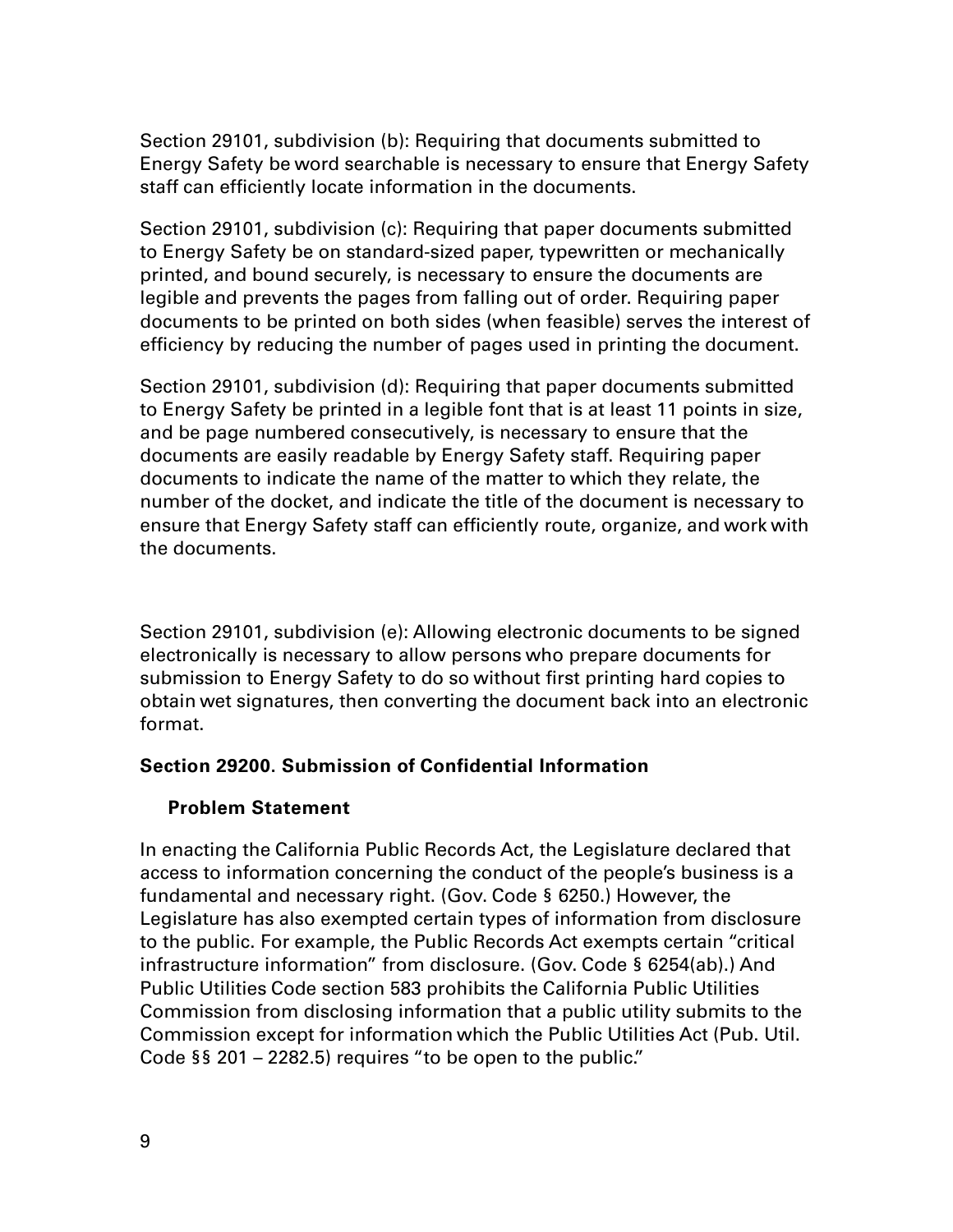Section 29101, subdivision (b): Requiring that documents submitted to Energy Safety be word searchable is necessary to ensure that Energy Safety staff can efficiently locate information in the documents.

Section 29101, subdivision (c): Requiring that paper documents submitted to Energy Safety be on standard-sized paper, typewritten or mechanically printed, and bound securely, is necessary to ensure the documents are legible and prevents the pages from falling out of order. Requiring paper documents to be printed on both sides (when feasible) serves the interest of efficiency by reducing the number of pages used in printing the document.

Section 29101, subdivision (d): Requiring that paper documents submitted to Energy Safety be printed in a legible font that is at least 11 points in size, and be page numbered consecutively, is necessary to ensure that the documents are easily readable by Energy Safety staff. Requiring paper documents to indicate the name of the matter to which they relate, the number of the docket, and indicate the title of the document is necessary to ensure that Energy Safety staff can efficiently route, organize, and work with the documents.

Section 29101, subdivision (e): Allowing electronic documents to be signed electronically is necessary to allow persons who prepare documents for submission to Energy Safety to do so without first printing hard copies to obtain wet signatures, then converting the document back into an electronic format.

**Section 29200. Submission of Confidential Information**

**Problem Statement**

In enacting the California Public Records Act, the Legislature declared that access to information concerning the conduct of the people's business is a fundamental and necessary right. (Gov. Code § 6250.) However, the Legislature has also exempted certain types of information from disclosure to the public. For example, the Public Records Act exempts certain "critical infrastructure information" from disclosure. (Gov. Code § 6254(ab).) And Public Utilities Code section 583 prohibits the California Public Utilities Commission from disclosing information that a public utility submits to the Commission except for information which the Public Utilities Act (Pub. Util. Code §§ 201 – 2282.5) requires "to be open to the public."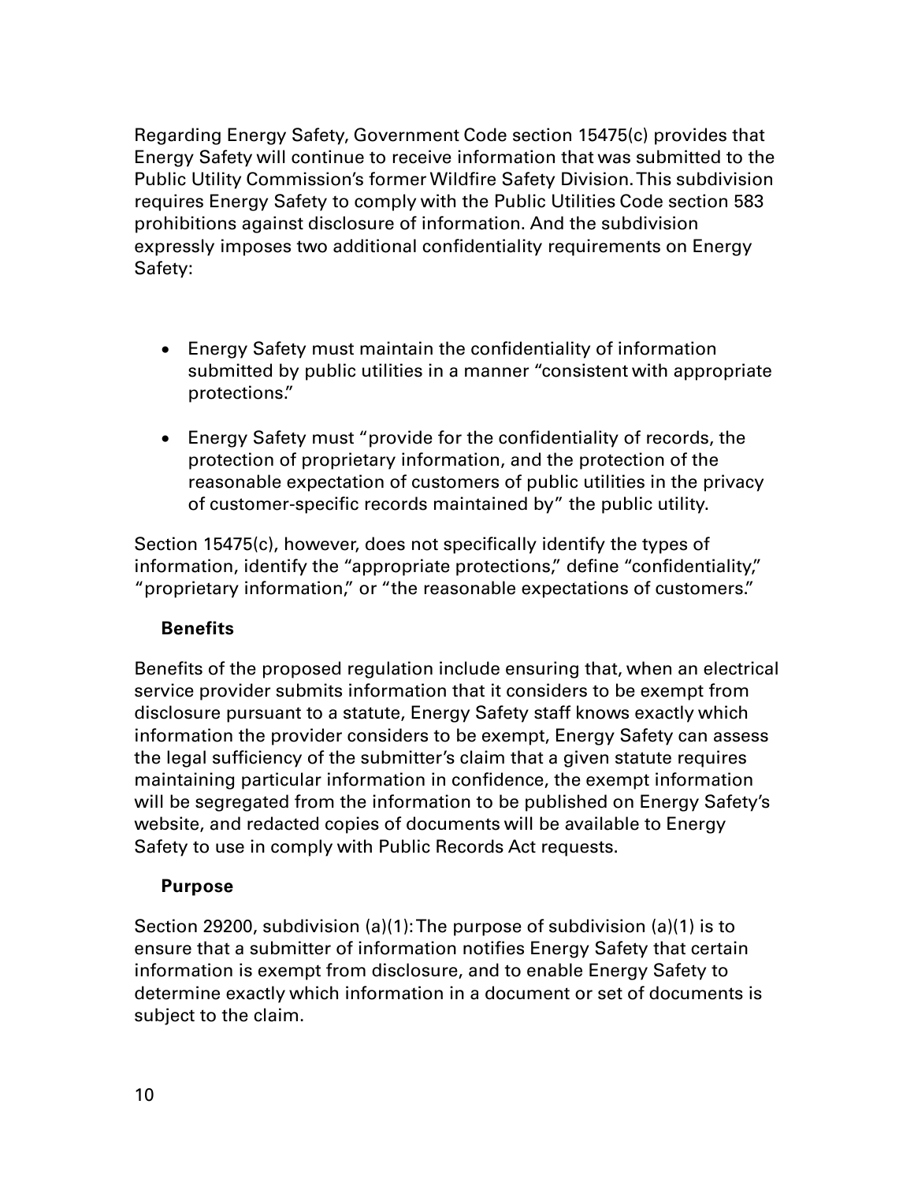Regarding Energy Safety, Government Code section 15475(c) provides that Energy Safety will continue to receive information that was submitted to the Public Utility Commission's former Wildfire Safety Division. This subdivision requires Energy Safety to comply with the Public Utilities Code section 583 prohibitions against disclosure of information. And the subdivision expressly imposes two additional confidentiality requirements on Energy Safety:

- Energy Safety must maintain the confidentiality of information submitted by public utilities in a manner "consistent with appropriate protections."
- Energy Safety must "provide for the confidentiality of records, the protection of proprietary information, and the protection of the reasonable expectation of customers of public utilities in the privacy of customer-specific records maintained by" the public utility.

Section 15475(c), however, does not specifically identify the types of information, identify the "appropriate protections," define "confidentiality," "proprietary information," or "the reasonable expectations of customers."

### Benefits

Benefits of the proposed regulation include ensuring that, when an electrical service provider submits information that it considers to be exempt from disclosure pursuant to a statute, Energy Safety staff knows exactly which information the provider considers to be exempt, Energy Safety can assess the legal sufficiency of the submitter's claim that a given statute requires maintaining particular information in confidence, the exempt information will be segregated from the information to be published on Energy Safety's website, and redacted copies of documents will be available to Energy Safety to use in comply with Public Records Act requests.

### Purpose

Section 29200, subdivision (a)(1): The purpose of subdivision (a)(1) is to ensure that a submitter of information notifies Energy Safety that certain information is exempt from disclosure, and to enable Energy Safety to determine exactly which information in a document or set of documents is subject to the claim.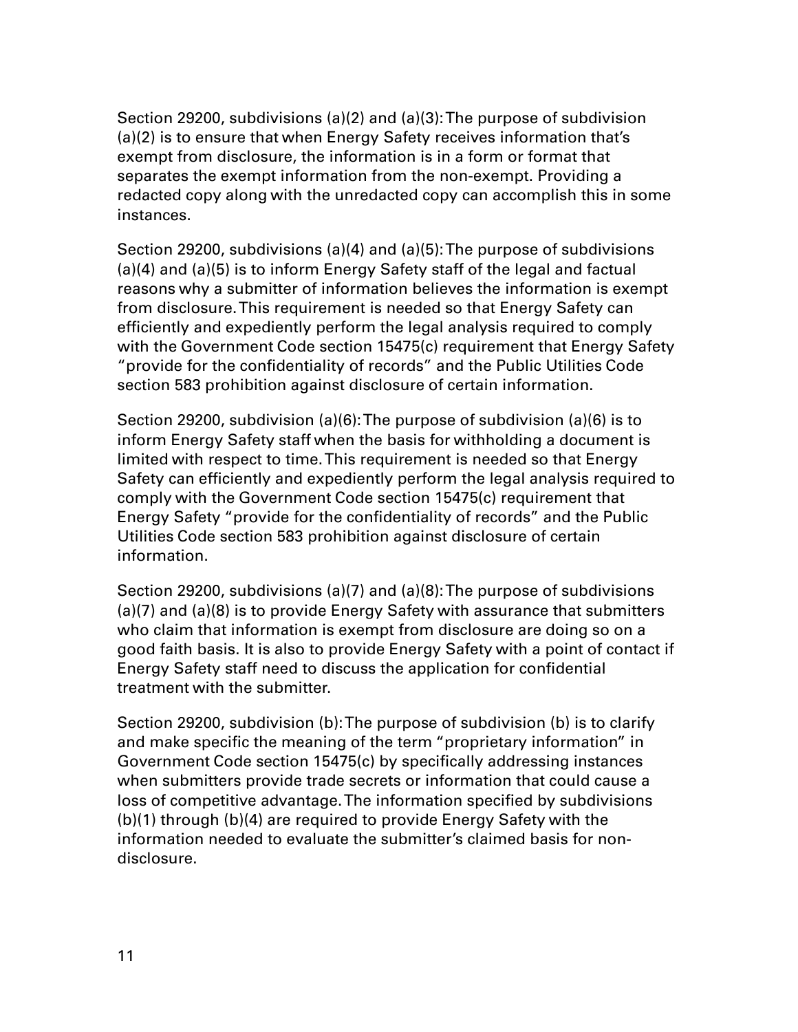Section 29200, subdivisions (a)(2) and (a)(3): The purpose of subdivision (a)(2) is to ensure that when Energy Safety receives information that's exempt from disclosure, the information is in a form or format that separates the exempt information from the non-exempt. Providing a redacted copy along with the unredacted copy can accomplish this in some instances.

Section 29200, subdivisions (a)(4) and (a)(5): The purpose of subdivisions (a)(4) and (a)(5) is to inform Energy Safety staff of the legal and factual reasons why a submitter of information believes the information is exempt from disclosure. This requirement is needed so that Energy Safety can efficiently and expediently perform the legal analysis required to comply with the Government Code section 15475(c) requirement that Energy Safety "provide for the confidentiality of records" and the Public Utilities Code section 583 prohibition against disclosure of certain information.

Section 29200, subdivision (a)(6): The purpose of subdivision (a)(6) is to inform Energy Safety staff when the basis for withholding a document is limited with respect to time. This requirement is needed so that Energy Safety can efficiently and expediently perform the legal analysis required to comply with the Government Code section 15475(c) requirement that Energy Safety "provide for the confidentiality of records" and the Public Utilities Code section 583 prohibition against disclosure of certain information.

Section 29200, subdivisions (a)(7) and (a)(8): The purpose of subdivisions (a)(7) and (a)(8) is to provide Energy Safety with assurance that submitters who claim that information is exempt from disclosure are doing so on a good faith basis. It is also to provide Energy Safety with a point of contact if Energy Safety staff need to discuss the application for confidential treatment with the submitter.

Section 29200, subdivision (b): The purpose of subdivision (b) is to clarify and make specific the meaning of the term "proprietary information" in Government Code section 15475(c) by specifically addressing instances when submitters provide trade secrets or information that could cause a loss of competitive advantage. The information specified by subdivisions (b)(1) through (b)(4) are required to provide Energy Safety with the information needed to evaluate the submitter's claimed basis for non-disclosure.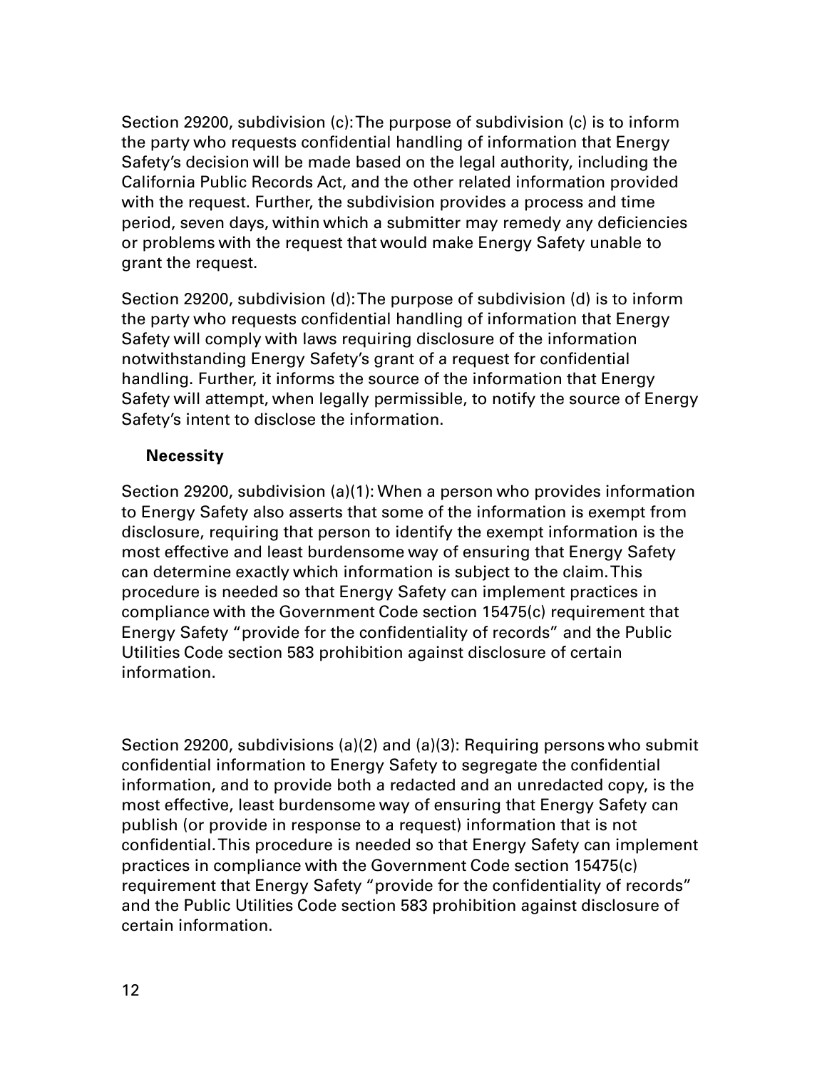Section 29200, subdivision (c): The purpose of subdivision (c) is to inform the party who requests confidential handling of information that Energy Safety's decision will be made based on the legal authority, including the California Public Records Act, and the other related information provided with the request. Further, the subdivision provides a process and time period, seven days, within which a submitter may remedy any deficiencies or problems with the request that would make Energy Safety unable to grant the request.

Section 29200, subdivision (d): The purpose of subdivision (d) is to inform the party who requests confidential handling of information that Energy Safety will comply with laws requiring disclosure of the information notwithstanding Energy Safety's grant of a request for confidential handling. Further, it informs the source of the information that Energy Safety will attempt, when legally permissible, to notify the source of Energy Safety's intent to disclose the information.

### Necessity

Section 29200, subdivision (a)(1): When a person who provides information to Energy Safety also asserts that some of the information is exempt from disclosure, requiring that person to identify the exempt information is the most effective and least burdensome way of ensuring that Energy Safety can determine exactly which information is subject to the claim. This procedure is needed so that Energy Safety can implement practices in compliance with the Government Code section 15475(c) requirement that Energy Safety "provide for the confidentiality of records" and the Public Utilities Code section 583 prohibition against disclosure of certain information.

Section 29200, subdivisions (a)(2) and (a)(3): Requiring persons who submit confidential information to Energy Safety to segregate the confidential information, and to provide both a redacted and an unredacted copy, is the most effective, least burdensome way of ensuring that Energy Safety can publish (or provide in response to a request) information that is not confidential. This procedure is needed so that Energy Safety can implement practices in compliance with the Government Code section 15475(c) requirement that Energy Safety "provide for the confidentiality of records" and the Public Utilities Code section 583 prohibition against disclosure of certain information.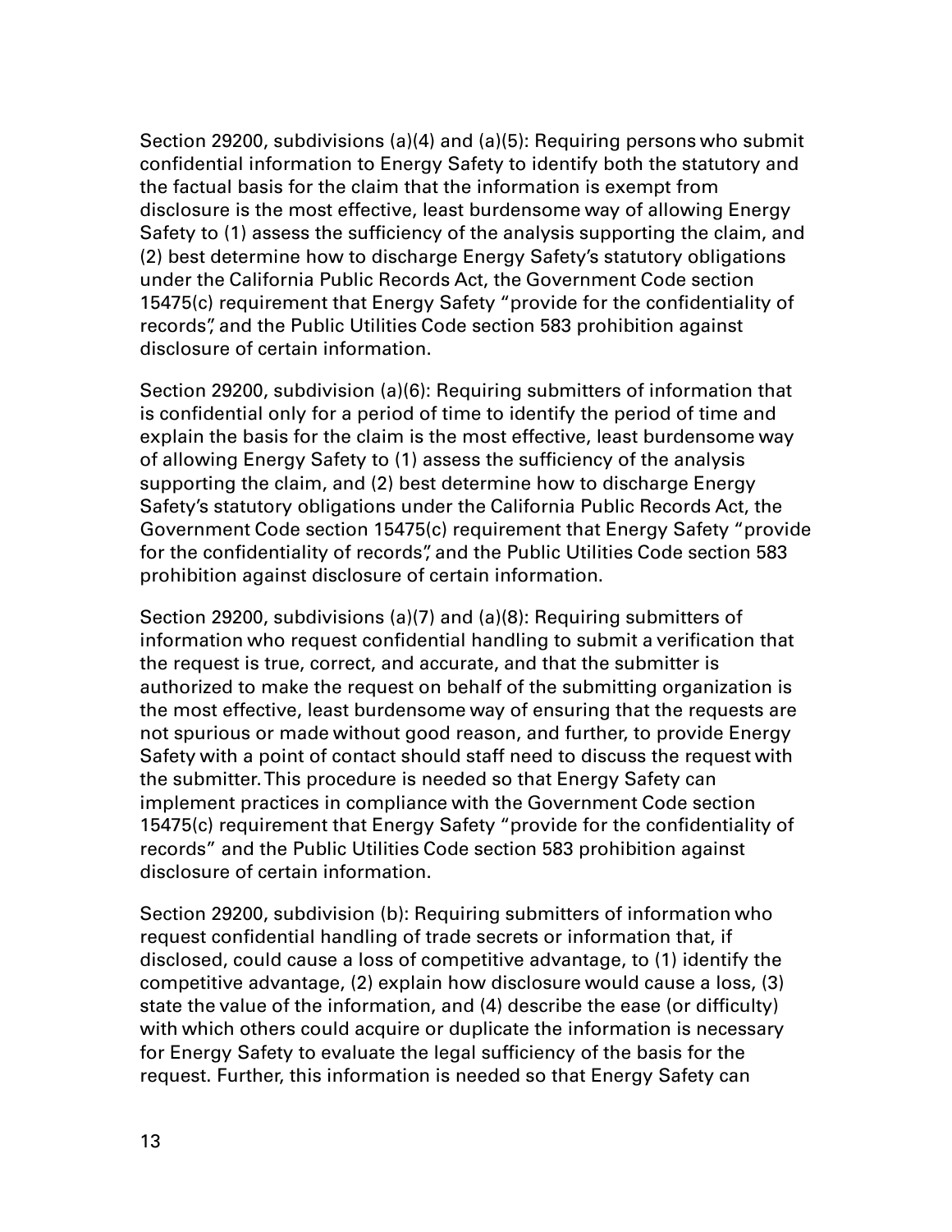Section 29200, subdivisions (a)(4) and (a)(5): Requiring persons who submit confidential information to Energy Safety to identify both the statutory and the factual basis for the claim that the information is exempt from disclosure is the most effective, least burdensome way of allowing Energy Safety to (1) assess the sufficiency of the analysis supporting the claim, and (2) best determine how to discharge Energy Safety's statutory obligations under the California Public Records Act, the Government Code section 15475(c) requirement that Energy Safety "provide for the confidentiality of records", and the Public Utilities Code section 583 prohibition against disclosure of certain information.

Section 29200, subdivision (a)(6): Requiring submitters of information that is confidential only for a period of time to identify the period of time and explain the basis for the claim is the most effective, least burdensome way of allowing Energy Safety to (1) assess the sufficiency of the analysis supporting the claim, and (2) best determine how to discharge Energy Safety's statutory obligations under the California Public Records Act, the Government Code section 15475(c) requirement that Energy Safety "provide for the confidentiality of records", and the Public Utilities Code section 583 prohibition against disclosure of certain information.

Section 29200, subdivisions (a)(7) and (a)(8): Requiring submitters of information who request confidential handling to submit a verification that the request is true, correct, and accurate, and that the submitter is authorized to make the request on behalf of the submitting organization is the most effective, least burdensome way of ensuring that the requests are not spurious or made without good reason, and further, to provide Energy Safety with a point of contact should staff need to discuss the request with the submitter. This procedure is needed so that Energy Safety can implement practices in compliance with the Government Code section 15475(c) requirement that Energy Safety "provide for the confidentiality of records" and the Public Utilities Code section 583 prohibition against disclosure of certain information.

Section 29200, subdivision (b): Requiring submitters of information who request confidential handling of trade secrets or information that, if disclosed, could cause a loss of competitive advantage, to (1) identify the competitive advantage, (2) explain how disclosure would cause a loss, (3) state the value of the information, and (4) describe the ease (or difficulty) with which others could acquire or duplicate the information is necessary for Energy Safety to evaluate the legal sufficiency of the basis for the request. Further, this information is needed so that Energy Safety can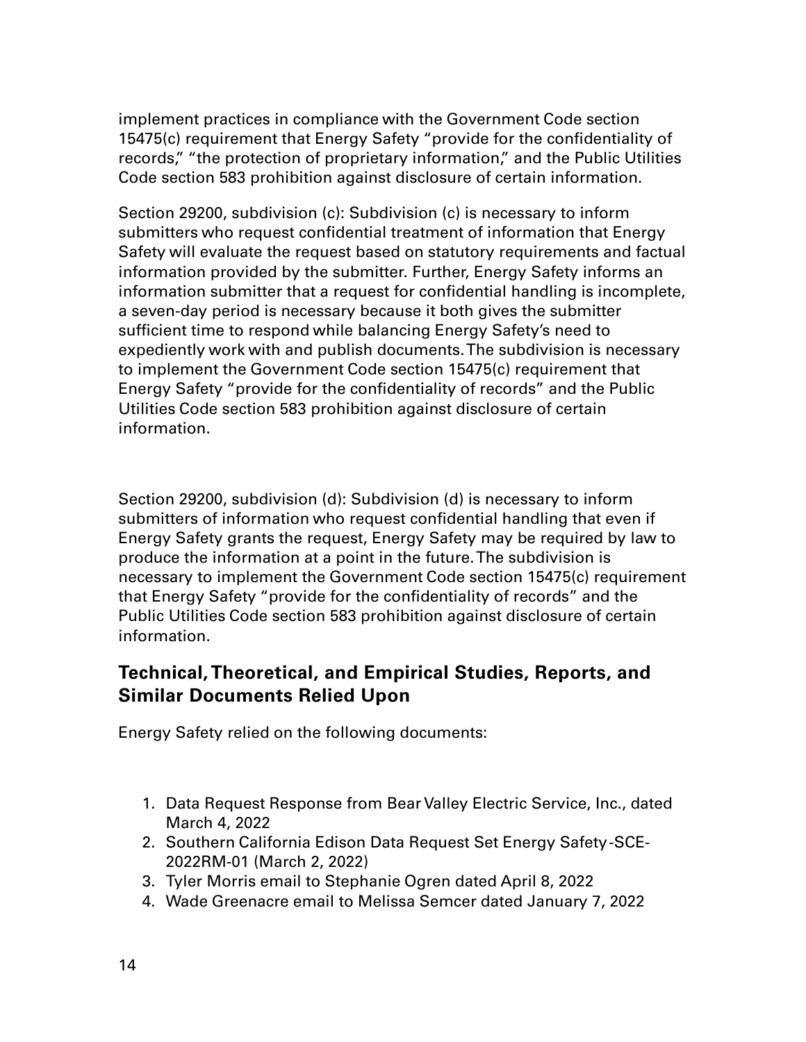implement practices in compliance with the Government Code section 15475(c) requirement that Energy Safety "provide for the confidentiality of records," "the protection of proprietary information," and the Public Utilities Code section 583 prohibition against disclosure of certain information.

Section 29200, subdivision (c): Subdivision (c) is necessary to inform submitters who request confidential treatment of information that Energy Safety will evaluate the request based on statutory requirements and factual information provided by the submitter. Further, Energy Safety informs an information submitter that a request for confidential handling is incomplete, a seven-day period is necessary because it both gives the submitter sufficient time to respond while balancing Energy Safety's need to expediently work with and publish documents. The subdivision is necessary to implement the Government Code section 15475(c) requirement that Energy Safety "provide for the confidentiality of records" and the Public Utilities Code section 583 prohibition against disclosure of certain information.

Section 29200, subdivision (d): Subdivision (d) is necessary to inform submitters of information who request confidential handling that even if Energy Safety grants the request, Energy Safety may be required by law to produce the information at a point in the future. The subdivision is necessary to implement the Government Code section 15475(c) requirement that Energy Safety "provide for the confidentiality of records" and the Public Utilities Code section 583 prohibition against disclosure of certain information.

## Technical, Theoretical, and Empirical Studies, Reports, and Similar Documents Relied Upon

Energy Safety relied on the following documents:

1. Data Request Response from Bear Valley Electric Service, Inc., dated March 4, 2022
2. Southern California Edison Data Request Set Energy Safety-SCE-2022RM-01 (March 2, 2022)
3. Tyler Morris email to Stephanie Ogren dated April 8, 2022
4. Wade Greenacre email to Melissa Semcer dated January 7, 2022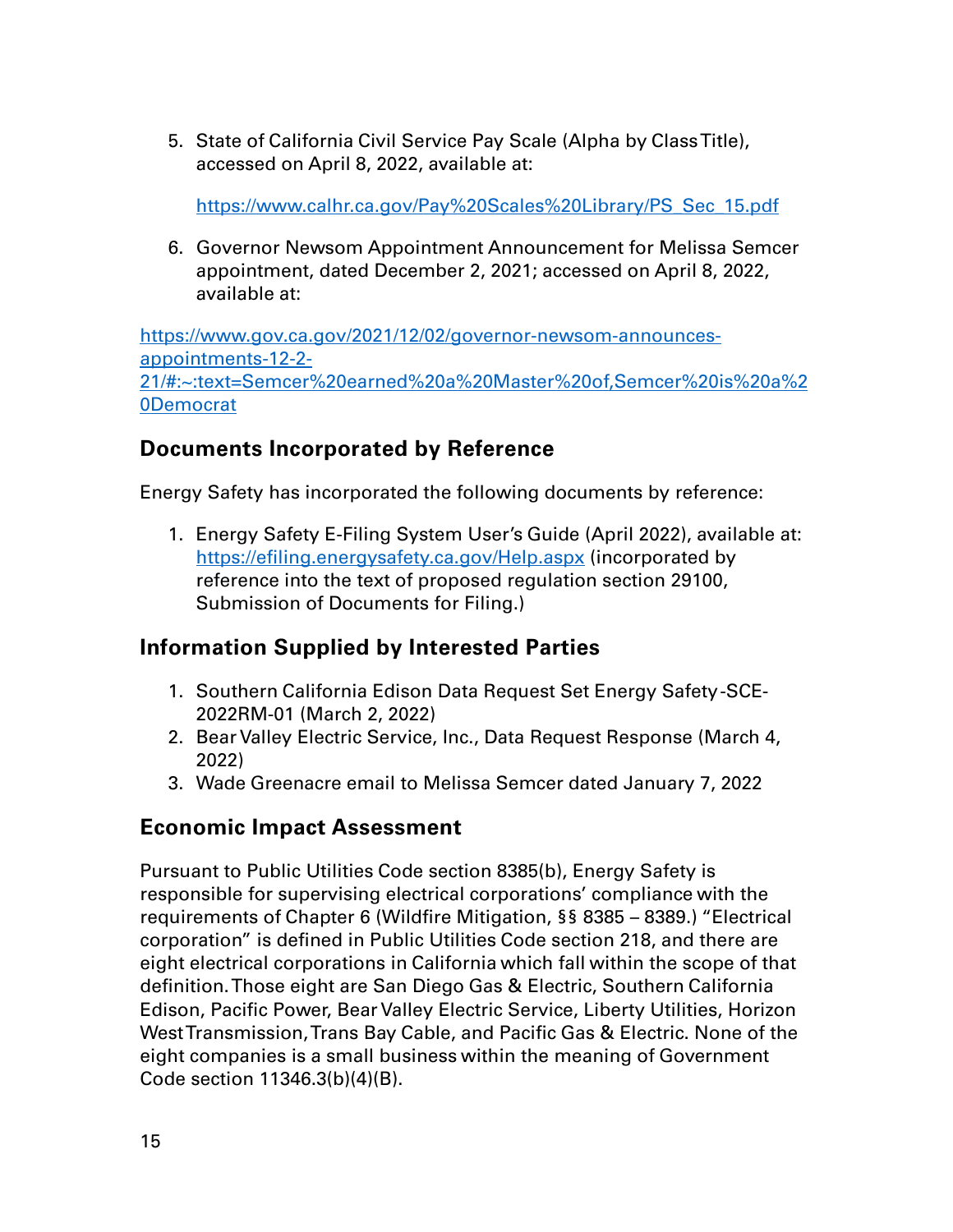5. State of California Civil Service Pay Scale (Alpha by Class Title), accessed on April 8, 2022, available at:

   https://www.calhr.ca.gov/Pay%20Scales%20Library/PS_Sec_15.pdf

6. Governor Newsom Appointment Announcement for Melissa Semcer appointment, dated December 2, 2021; accessed on April 8, 2022, available at:

https://www.gov.ca.gov/2021/12/02/governor-newsom-announces-appointments-12-2-21/#:~:text=Semcer%20earned%20a%20Master%20of,Semcer%20is%20a%20Democrat

## Documents Incorporated by Reference

Energy Safety has incorporated the following documents by reference:

1. Energy Safety E-Filing System User's Guide (April 2022), available at: https://efiling.energysafety.ca.gov/Help.aspx (incorporated by reference into the text of proposed regulation section 29100, Submission of Documents for Filing.)

## Information Supplied by Interested Parties

1. Southern California Edison Data Request Set Energy Safety-SCE-2022RM-01 (March 2, 2022)
2. Bear Valley Electric Service, Inc., Data Request Response (March 4, 2022)
3. Wade Greenacre email to Melissa Semcer dated January 7, 2022

## Economic Impact Assessment

Pursuant to Public Utilities Code section 8385(b), Energy Safety is responsible for supervising electrical corporations' compliance with the requirements of Chapter 6 (Wildfire Mitigation, §§ 8385 – 8389.) "Electrical corporation" is defined in Public Utilities Code section 218, and there are eight electrical corporations in California which fall within the scope of that definition. Those eight are San Diego Gas & Electric, Southern California Edison, Pacific Power, Bear Valley Electric Service, Liberty Utilities, Horizon West Transmission, Trans Bay Cable, and Pacific Gas & Electric. None of the eight companies is a small business within the meaning of Government Code section 11346.3(b)(4)(B).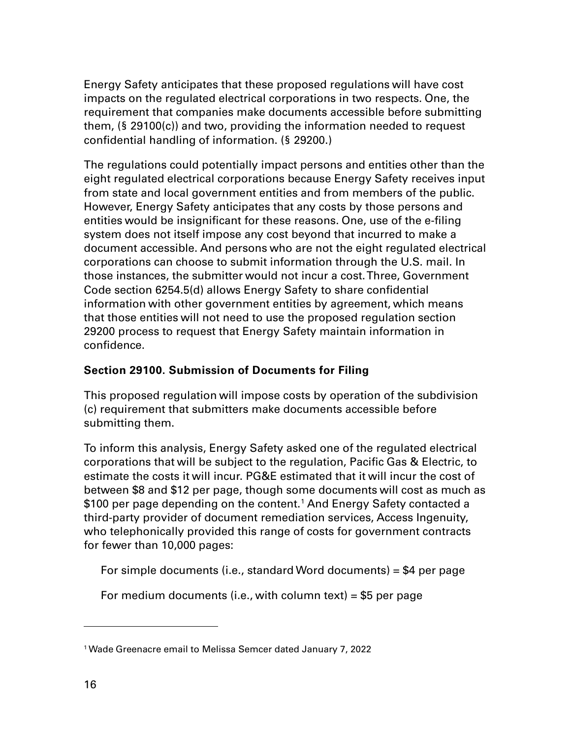Energy Safety anticipates that these proposed regulations will have cost impacts on the regulated electrical corporations in two respects. One, the requirement that companies make documents accessible before submitting them, (§ 29100(c)) and two, providing the information needed to request confidential handling of information. (§ 29200.)

The regulations could potentially impact persons and entities other than the eight regulated electrical corporations because Energy Safety receives input from state and local government entities and from members of the public. However, Energy Safety anticipates that any costs by those persons and entities would be insignificant for these reasons. One, use of the e-filing system does not itself impose any cost beyond that incurred to make a document accessible. And persons who are not the eight regulated electrical corporations can choose to submit information through the U.S. mail. In those instances, the submitter would not incur a cost. Three, Government Code section 6254.5(d) allows Energy Safety to share confidential information with other government entities by agreement, which means that those entities will not need to use the proposed regulation section 29200 process to request that Energy Safety maintain information in confidence.

**Section 29100. Submission of Documents for Filing**

This proposed regulation will impose costs by operation of the subdivision (c) requirement that submitters make documents accessible before submitting them.

To inform this analysis, Energy Safety asked one of the regulated electrical corporations that will be subject to the regulation, Pacific Gas & Electric, to estimate the costs it will incur. PG&E estimated that it will incur the cost of between $8 and $12 per page, though some documents will cost as much as $100 per page depending on the content.[1] And Energy Safety contacted a third-party provider of document remediation services, Access Ingenuity, who telephonically provided this range of costs for government contracts for fewer than 10,000 pages:

For simple documents (i.e., standard Word documents) = $4 per page

For medium documents (i.e., with column text) = $5 per page

---

[1] Wade Greenacre email to Melissa Semcer dated January 7, 2022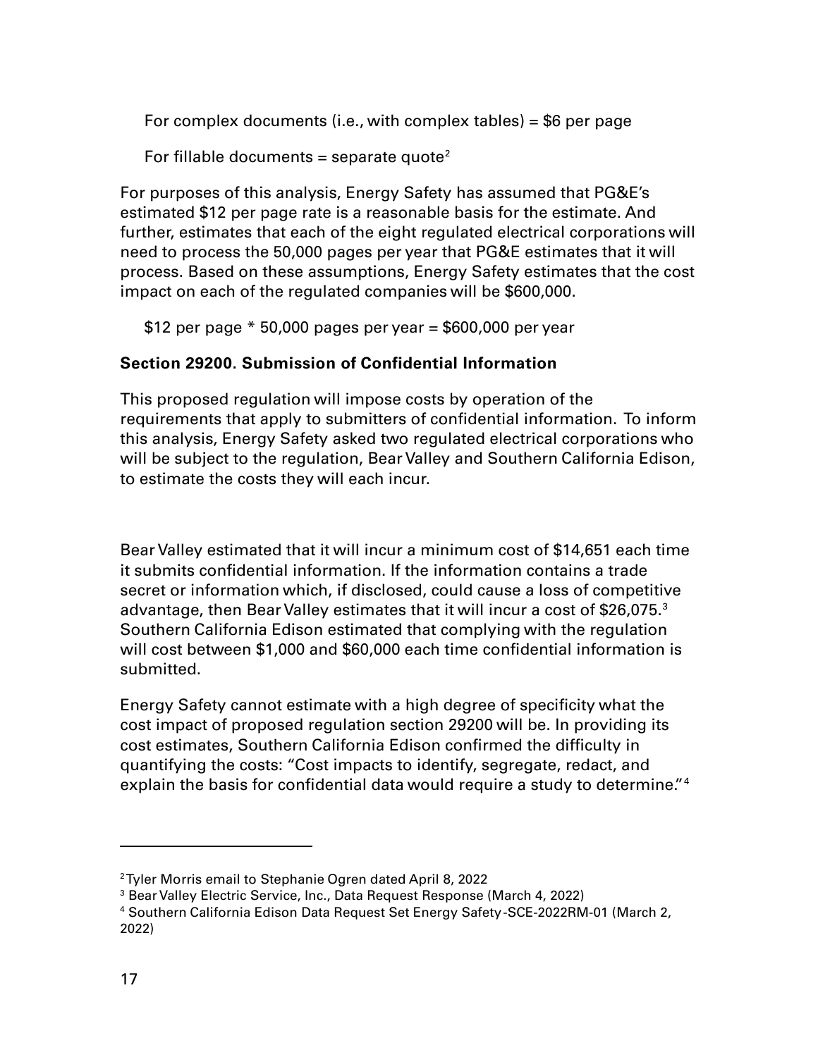For complex documents (i.e., with complex tables) = $6 per page

For fillable documents = separate quote[2]

For purposes of this analysis, Energy Safety has assumed that PG&E's estimated $12 per page rate is a reasonable basis for the estimate. And further, estimates that each of the eight regulated electrical corporations will need to process the 50,000 pages per year that PG&E estimates that it will process. Based on these assumptions, Energy Safety estimates that the cost impact on each of the regulated companies will be $600,000.

$12 per page * 50,000 pages per year = $600,000 per year

**Section 29200. Submission of Confidential Information**

This proposed regulation will impose costs by operation of the requirements that apply to submitters of confidential information. To inform this analysis, Energy Safety asked two regulated electrical corporations who will be subject to the regulation, Bear Valley and Southern California Edison, to estimate the costs they will each incur.

Bear Valley estimated that it will incur a minimum cost of $14,651 each time it submits confidential information. If the information contains a trade secret or information which, if disclosed, could cause a loss of competitive advantage, then Bear Valley estimates that it will incur a cost of $26,075.[3] Southern California Edison estimated that complying with the regulation will cost between $1,000 and $60,000 each time confidential information is submitted.

Energy Safety cannot estimate with a high degree of specificity what the cost impact of proposed regulation section 29200 will be. In providing its cost estimates, Southern California Edison confirmed the difficulty in quantifying the costs: "Cost impacts to identify, segregate, redact, and explain the basis for confidential data would require a study to determine."[4]

---

[2] Tyler Morris email to Stephanie Ogren dated April 8, 2022

[3] Bear Valley Electric Service, Inc., Data Request Response (March 4, 2022)

[4] Southern California Edison Data Request Set Energy Safety-SCE-2022RM-01 (March 2, 2022)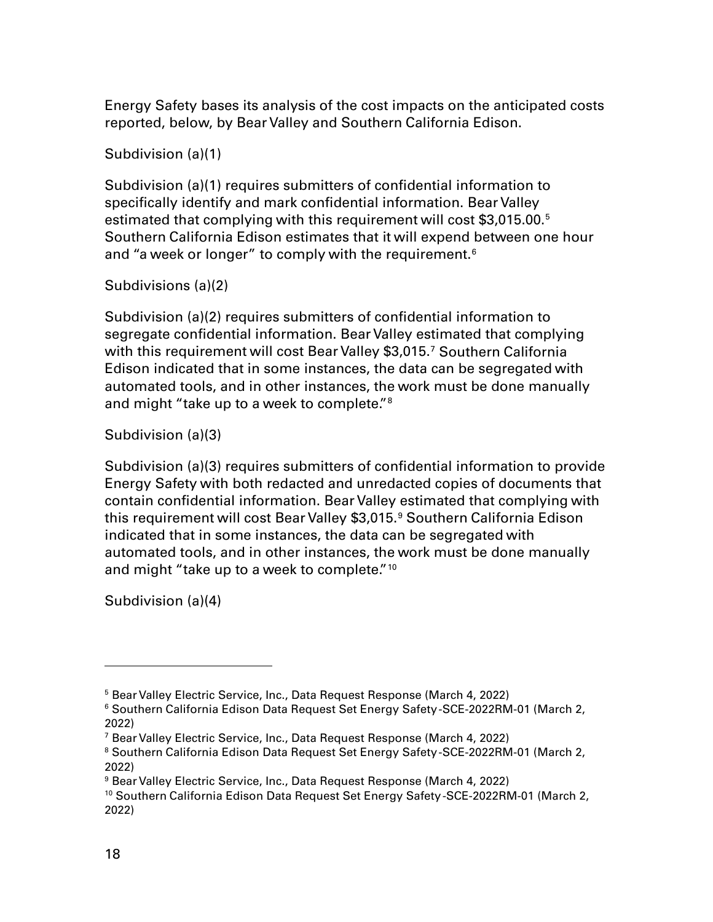Energy Safety bases its analysis of the cost impacts on the anticipated costs reported, below, by Bear Valley and Southern California Edison.

Subdivision (a)(1)

Subdivision (a)(1) requires submitters of confidential information to specifically identify and mark confidential information. Bear Valley estimated that complying with this requirement will cost $3,015.00.[5] Southern California Edison estimates that it will expend between one hour and "a week or longer" to comply with the requirement.[6]

Subdivisions (a)(2)

Subdivision (a)(2) requires submitters of confidential information to segregate confidential information. Bear Valley estimated that complying with this requirement will cost Bear Valley $3,015.[7] Southern California Edison indicated that in some instances, the data can be segregated with automated tools, and in other instances, the work must be done manually and might "take up to a week to complete."[8]

Subdivision (a)(3)

Subdivision (a)(3) requires submitters of confidential information to provide Energy Safety with both redacted and unredacted copies of documents that contain confidential information. Bear Valley estimated that complying with this requirement will cost Bear Valley $3,015.[9] Southern California Edison indicated that in some instances, the data can be segregated with automated tools, and in other instances, the work must be done manually and might "take up to a week to complete."[10]

Subdivision (a)(4)

---

[5] Bear Valley Electric Service, Inc., Data Request Response (March 4, 2022)

[6] Southern California Edison Data Request Set Energy Safety-SCE-2022RM-01 (March 2, 2022)

[7] Bear Valley Electric Service, Inc., Data Request Response (March 4, 2022)

[8] Southern California Edison Data Request Set Energy Safety-SCE-2022RM-01 (March 2, 2022)

[9] Bear Valley Electric Service, Inc., Data Request Response (March 4, 2022)

[10] Southern California Edison Data Request Set Energy Safety-SCE-2022RM-01 (March 2, 2022)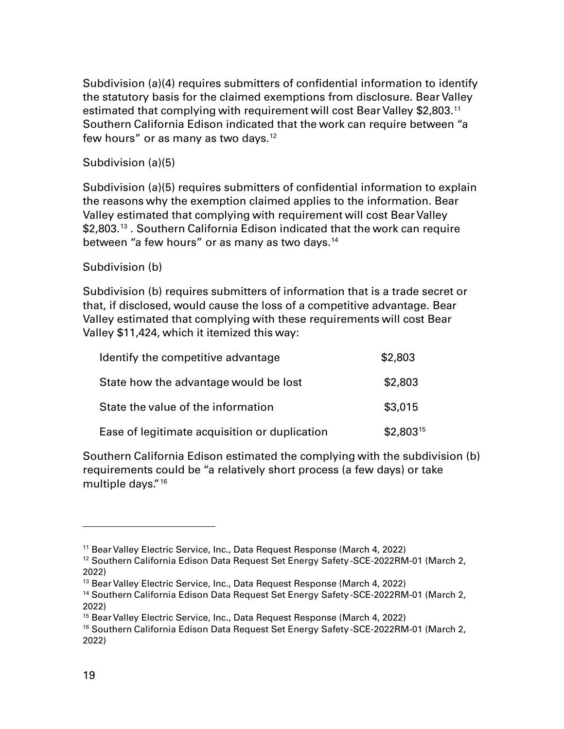Subdivision (a)(4) requires submitters of confidential information to identify the statutory basis for the claimed exemptions from disclosure. Bear Valley estimated that complying with requirement will cost Bear Valley $2,803.[11] Southern California Edison indicated that the work can require between "a few hours" or as many as two days.[12]

Subdivision (a)(5)

Subdivision (a)(5) requires submitters of confidential information to explain the reasons why the exemption claimed applies to the information. Bear Valley estimated that complying with requirement will cost Bear Valley $2,803.[13] . Southern California Edison indicated that the work can require between "a few hours" or as many as two days.[14]

Subdivision (b)

Subdivision (b) requires submitters of information that is a trade secret or that, if disclosed, would cause the loss of a competitive advantage. Bear Valley estimated that complying with these requirements will cost Bear Valley $11,424, which it itemized this way:

| | |
|---|---|
| Identify the competitive advantage | $2,803 |
| State how the advantage would be lost | $2,803 |
| State the value of the information | $3,015 |
| Ease of legitimate acquisition or duplication | $2,803[15] |

Southern California Edison estimated the complying with the subdivision (b) requirements could be "a relatively short process (a few days) or take multiple days."[16]

---

[11] Bear Valley Electric Service, Inc., Data Request Response (March 4, 2022)

[12] Southern California Edison Data Request Set Energy Safety-SCE-2022RM-01 (March 2, 2022)

[13] Bear Valley Electric Service, Inc., Data Request Response (March 4, 2022)

[14] Southern California Edison Data Request Set Energy Safety-SCE-2022RM-01 (March 2, 2022)

[15] Bear Valley Electric Service, Inc., Data Request Response (March 4, 2022)

[16] Southern California Edison Data Request Set Energy Safety-SCE-2022RM-01 (March 2, 2022)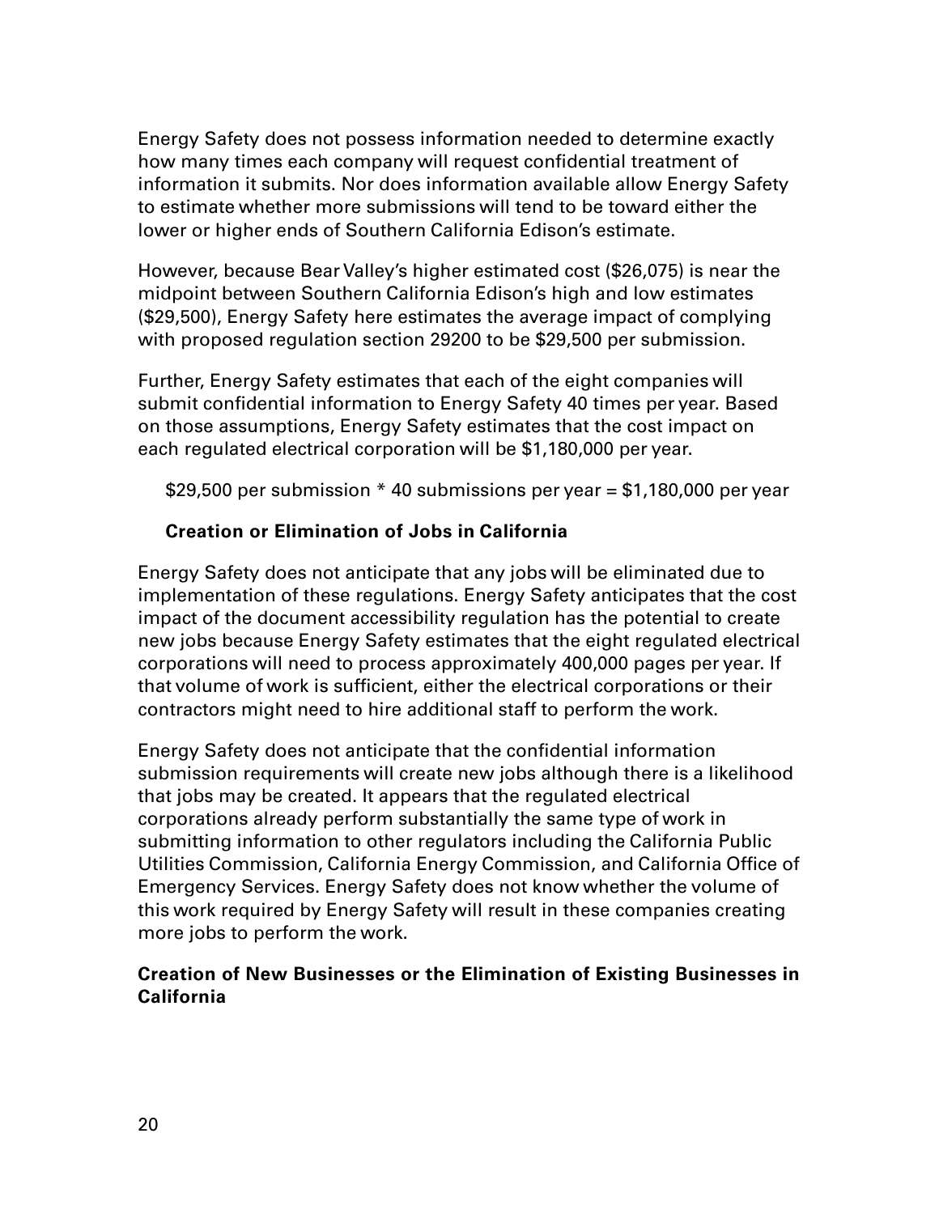Energy Safety does not possess information needed to determine exactly how many times each company will request confidential treatment of information it submits. Nor does information available allow Energy Safety to estimate whether more submissions will tend to be toward either the lower or higher ends of Southern California Edison's estimate.

However, because Bear Valley's higher estimated cost ($26,075) is near the midpoint between Southern California Edison's high and low estimates ($29,500), Energy Safety here estimates the average impact of complying with proposed regulation section 29200 to be $29,500 per submission.

Further, Energy Safety estimates that each of the eight companies will submit confidential information to Energy Safety 40 times per year. Based on those assumptions, Energy Safety estimates that the cost impact on each regulated electrical corporation will be $1,180,000 per year.

$29,500 per submission * 40 submissions per year = $1,180,000 per year

**Creation or Elimination of Jobs in California**

Energy Safety does not anticipate that any jobs will be eliminated due to implementation of these regulations. Energy Safety anticipates that the cost impact of the document accessibility regulation has the potential to create new jobs because Energy Safety estimates that the eight regulated electrical corporations will need to process approximately 400,000 pages per year. If that volume of work is sufficient, either the electrical corporations or their contractors might need to hire additional staff to perform the work.

Energy Safety does not anticipate that the confidential information submission requirements will create new jobs although there is a likelihood that jobs may be created. It appears that the regulated electrical corporations already perform substantially the same type of work in submitting information to other regulators including the California Public Utilities Commission, California Energy Commission, and California Office of Emergency Services. Energy Safety does not know whether the volume of this work required by Energy Safety will result in these companies creating more jobs to perform the work.

**Creation of New Businesses or the Elimination of Existing Businesses in California**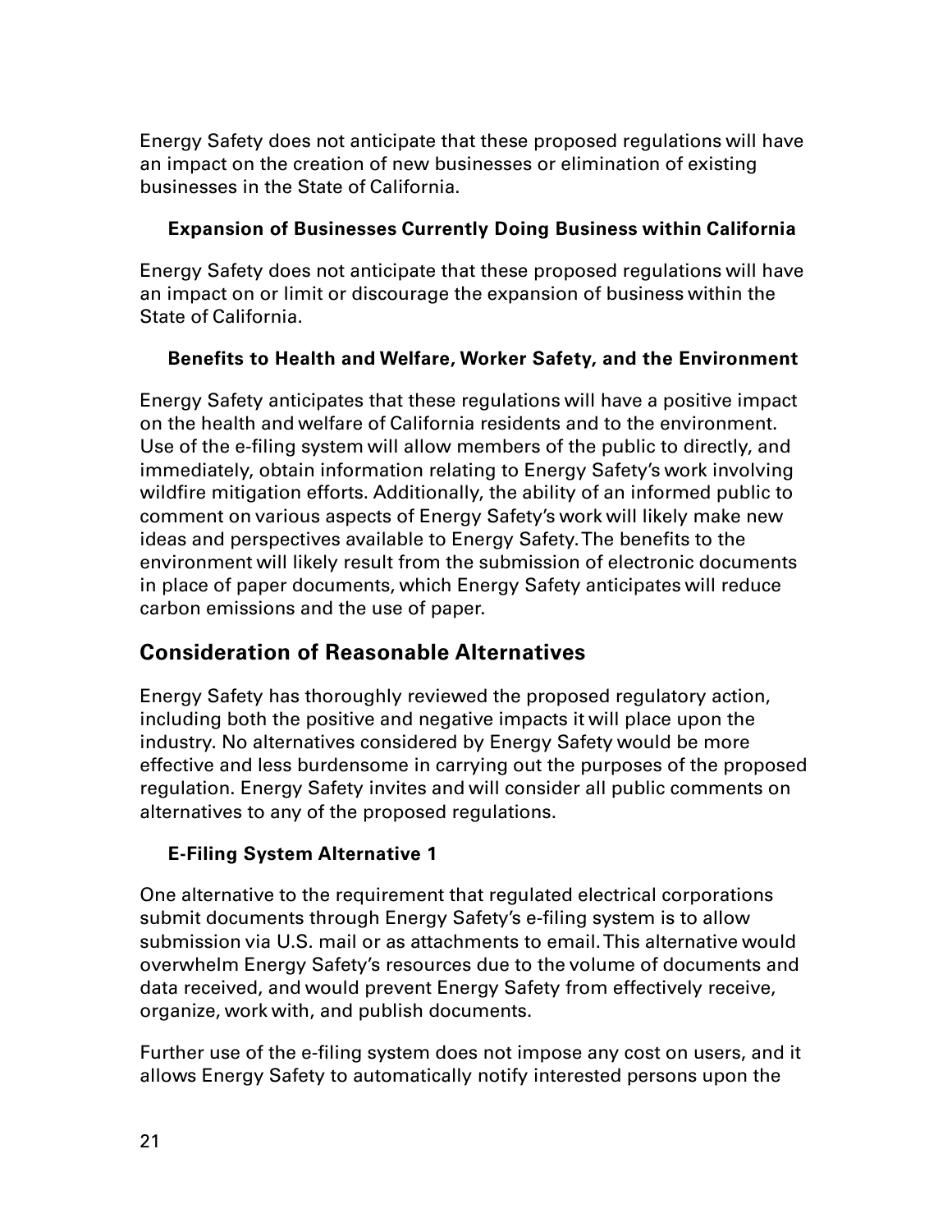Energy Safety does not anticipate that these proposed regulations will have an impact on the creation of new businesses or elimination of existing businesses in the State of California.

### Expansion of Businesses Currently Doing Business within California

Energy Safety does not anticipate that these proposed regulations will have an impact on or limit or discourage the expansion of business within the State of California.

### Benefits to Health and Welfare, Worker Safety, and the Environment

Energy Safety anticipates that these regulations will have a positive impact on the health and welfare of California residents and to the environment. Use of the e-filing system will allow members of the public to directly, and immediately, obtain information relating to Energy Safety's work involving wildfire mitigation efforts. Additionally, the ability of an informed public to comment on various aspects of Energy Safety's work will likely make new ideas and perspectives available to Energy Safety. The benefits to the environment will likely result from the submission of electronic documents in place of paper documents, which Energy Safety anticipates will reduce carbon emissions and the use of paper.

## Consideration of Reasonable Alternatives

Energy Safety has thoroughly reviewed the proposed regulatory action, including both the positive and negative impacts it will place upon the industry. No alternatives considered by Energy Safety would be more effective and less burdensome in carrying out the purposes of the proposed regulation. Energy Safety invites and will consider all public comments on alternatives to any of the proposed regulations.

### E-Filing System Alternative 1

One alternative to the requirement that regulated electrical corporations submit documents through Energy Safety's e-filing system is to allow submission via U.S. mail or as attachments to email. This alternative would overwhelm Energy Safety's resources due to the volume of documents and data received, and would prevent Energy Safety from effectively receive, organize, work with, and publish documents.

Further use of the e-filing system does not impose any cost on users, and it allows Energy Safety to automatically notify interested persons upon the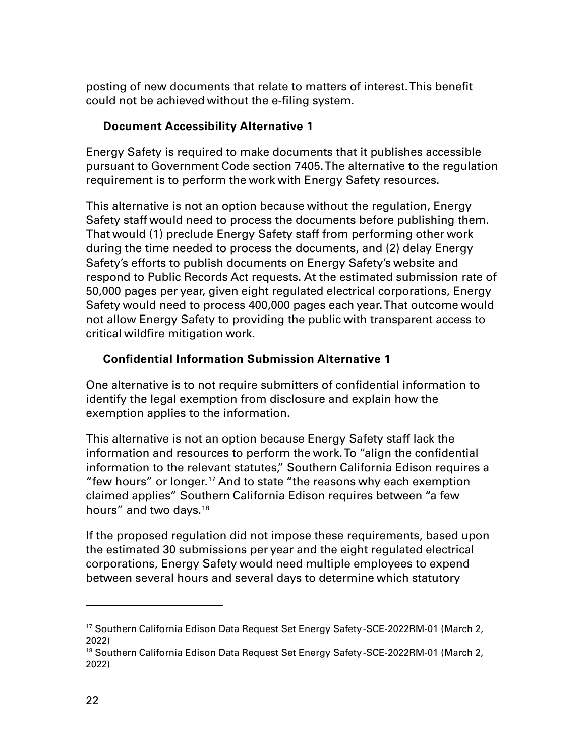posting of new documents that relate to matters of interest. This benefit could not be achieved without the e-filing system.

### Document Accessibility Alternative 1

Energy Safety is required to make documents that it publishes accessible pursuant to Government Code section 7405. The alternative to the regulation requirement is to perform the work with Energy Safety resources.

This alternative is not an option because without the regulation, Energy Safety staff would need to process the documents before publishing them. That would (1) preclude Energy Safety staff from performing other work during the time needed to process the documents, and (2) delay Energy Safety's efforts to publish documents on Energy Safety's website and respond to Public Records Act requests. At the estimated submission rate of 50,000 pages per year, given eight regulated electrical corporations, Energy Safety would need to process 400,000 pages each year. That outcome would not allow Energy Safety to providing the public with transparent access to critical wildfire mitigation work.

### Confidential Information Submission Alternative 1

One alternative is to not require submitters of confidential information to identify the legal exemption from disclosure and explain how the exemption applies to the information.

This alternative is not an option because Energy Safety staff lack the information and resources to perform the work. To "align the confidential information to the relevant statutes," Southern California Edison requires a "few hours" or longer.[17] And to state "the reasons why each exemption claimed applies" Southern California Edison requires between "a few hours" and two days.[18]

If the proposed regulation did not impose these requirements, based upon the estimated 30 submissions per year and the eight regulated electrical corporations, Energy Safety would need multiple employees to expend between several hours and several days to determine which statutory

---

[17] Southern California Edison Data Request Set Energy Safety-SCE-2022RM-01 (March 2, 2022)

[18] Southern California Edison Data Request Set Energy Safety-SCE-2022RM-01 (March 2, 2022)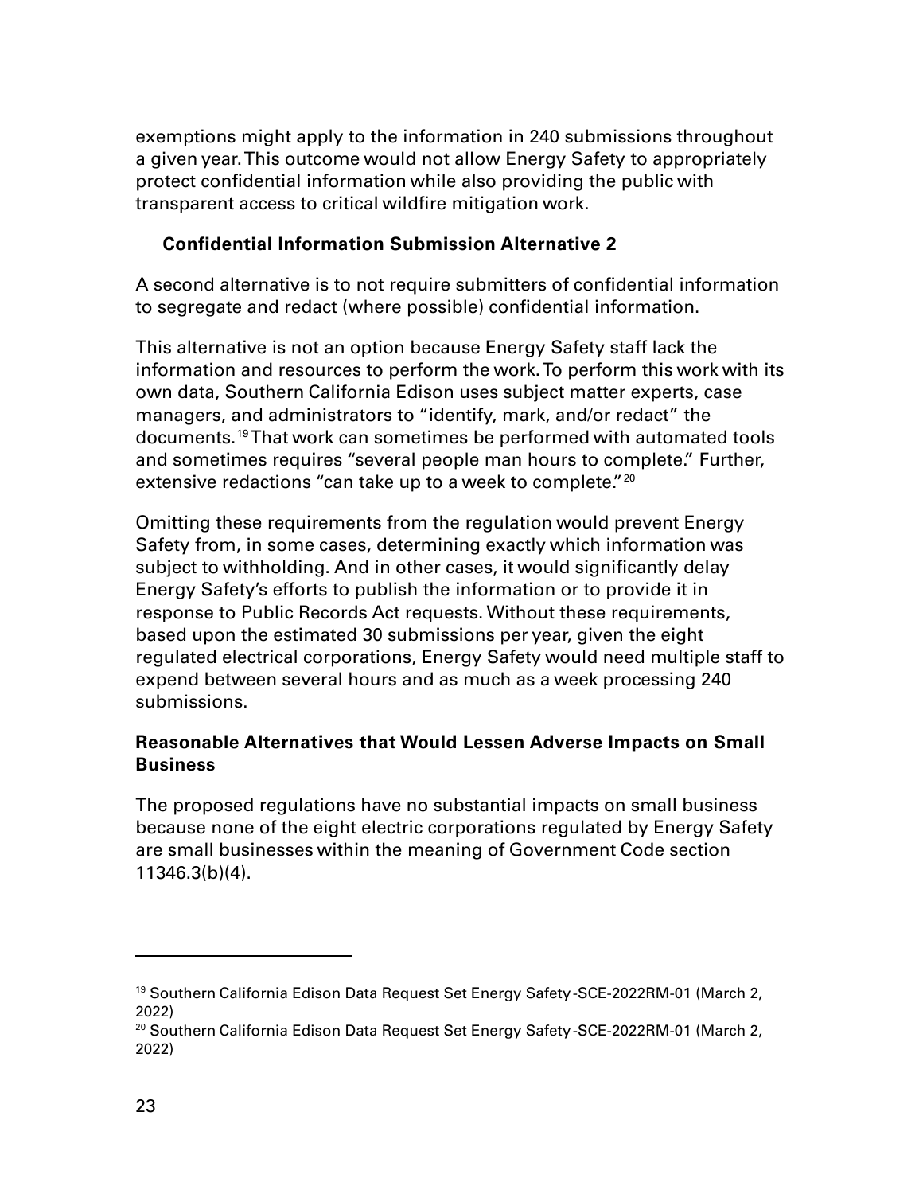exemptions might apply to the information in 240 submissions throughout a given year. This outcome would not allow Energy Safety to appropriately protect confidential information while also providing the public with transparent access to critical wildfire mitigation work.

### Confidential Information Submission Alternative 2

A second alternative is to not require submitters of confidential information to segregate and redact (where possible) confidential information.

This alternative is not an option because Energy Safety staff lack the information and resources to perform the work. To perform this work with its own data, Southern California Edison uses subject matter experts, case managers, and administrators to "identify, mark, and/or redact" the documents.[19] That work can sometimes be performed with automated tools and sometimes requires "several people man hours to complete." Further, extensive redactions "can take up to a week to complete."[20]

Omitting these requirements from the regulation would prevent Energy Safety from, in some cases, determining exactly which information was subject to withholding. And in other cases, it would significantly delay Energy Safety's efforts to publish the information or to provide it in response to Public Records Act requests. Without these requirements, based upon the estimated 30 submissions per year, given the eight regulated electrical corporations, Energy Safety would need multiple staff to expend between several hours and as much as a week processing 240 submissions.

## Reasonable Alternatives that Would Lessen Adverse Impacts on Small Business

The proposed regulations have no substantial impacts on small business because none of the eight electric corporations regulated by Energy Safety are small businesses within the meaning of Government Code section 11346.3(b)(4).

---

[19] Southern California Edison Data Request Set Energy Safety-SCE-2022RM-01 (March 2, 2022)

[20] Southern California Edison Data Request Set Energy Safety-SCE-2022RM-01 (March 2, 2022)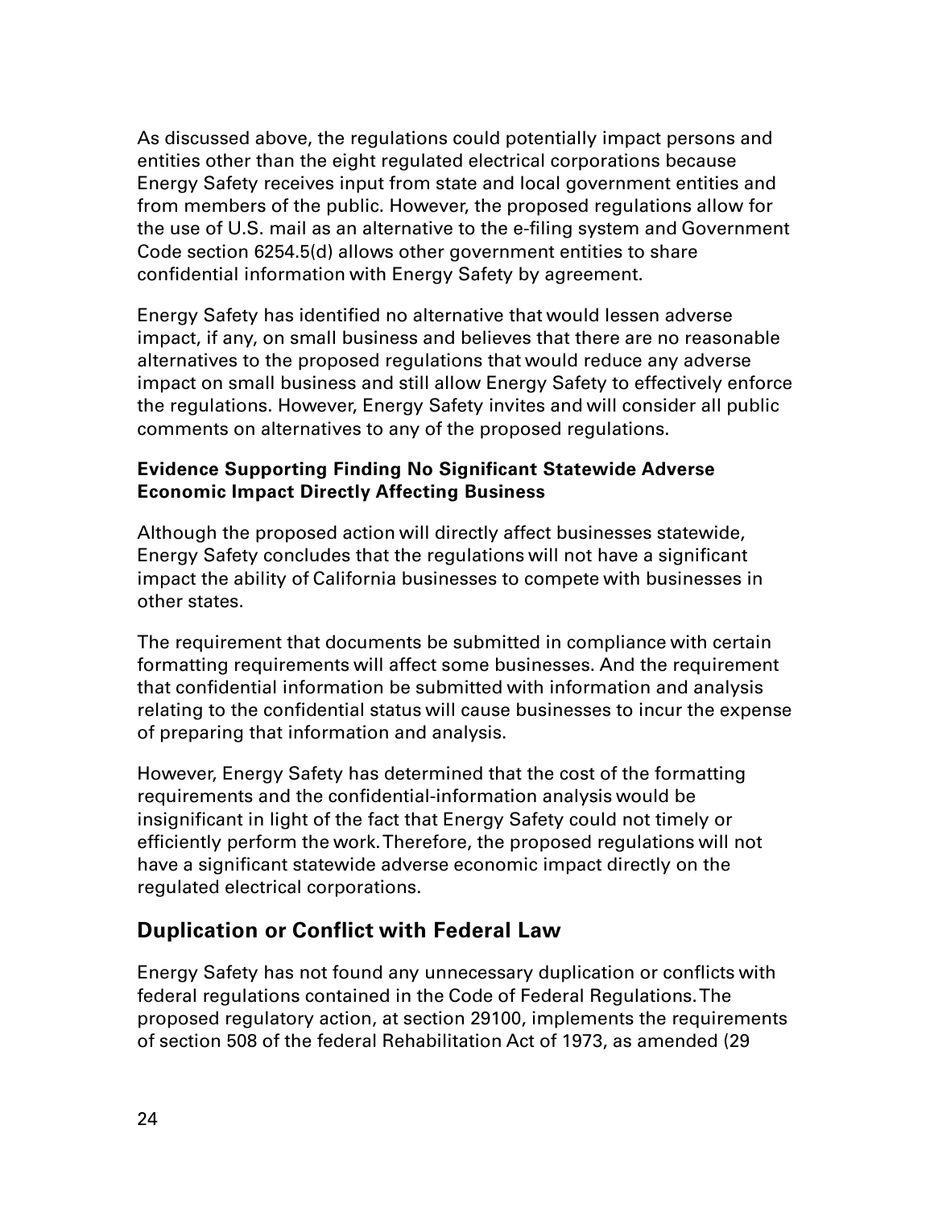As discussed above, the regulations could potentially impact persons and entities other than the eight regulated electrical corporations because Energy Safety receives input from state and local government entities and from members of the public. However, the proposed regulations allow for the use of U.S. mail as an alternative to the e-filing system and Government Code section 6254.5(d) allows other government entities to share confidential information with Energy Safety by agreement.

Energy Safety has identified no alternative that would lessen adverse impact, if any, on small business and believes that there are no reasonable alternatives to the proposed regulations that would reduce any adverse impact on small business and still allow Energy Safety to effectively enforce the regulations. However, Energy Safety invites and will consider all public comments on alternatives to any of the proposed regulations.

**Evidence Supporting Finding No Significant Statewide Adverse Economic Impact Directly Affecting Business**

Although the proposed action will directly affect businesses statewide, Energy Safety concludes that the regulations will not have a significant impact the ability of California businesses to compete with businesses in other states.

The requirement that documents be submitted in compliance with certain formatting requirements will affect some businesses. And the requirement that confidential information be submitted with information and analysis relating to the confidential status will cause businesses to incur the expense of preparing that information and analysis.

However, Energy Safety has determined that the cost of the formatting requirements and the confidential-information analysis would be insignificant in light of the fact that Energy Safety could not timely or efficiently perform the work. Therefore, the proposed regulations will not have a significant statewide adverse economic impact directly on the regulated electrical corporations.

## Duplication or Conflict with Federal Law

Energy Safety has not found any unnecessary duplication or conflicts with federal regulations contained in the Code of Federal Regulations. The proposed regulatory action, at section 29100, implements the requirements of section 508 of the federal Rehabilitation Act of 1973, as amended (29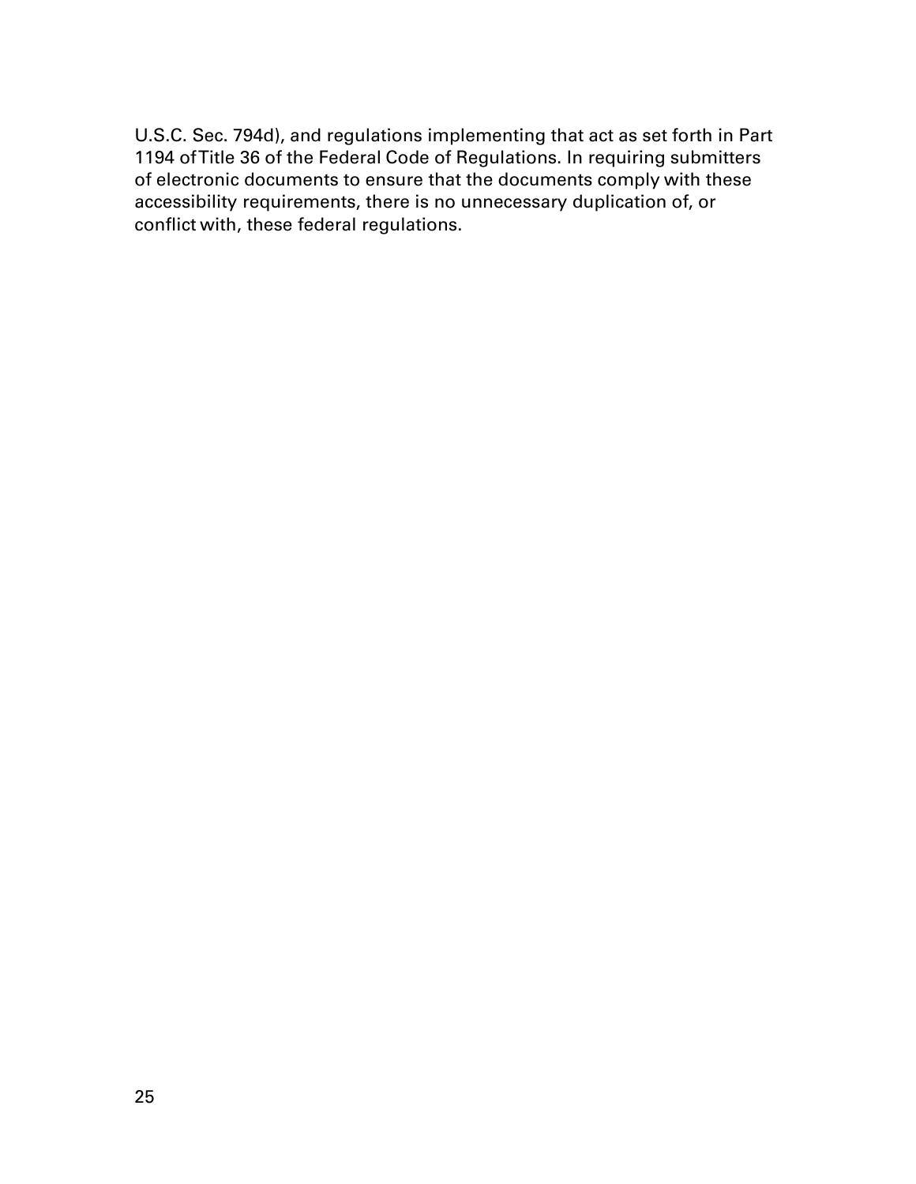U.S.C. Sec. 794d), and regulations implementing that act as set forth in Part 1194 of Title 36 of the Federal Code of Regulations. In requiring submitters of electronic documents to ensure that the documents comply with these accessibility requirements, there is no unnecessary duplication of, or conflict with, these federal regulations.